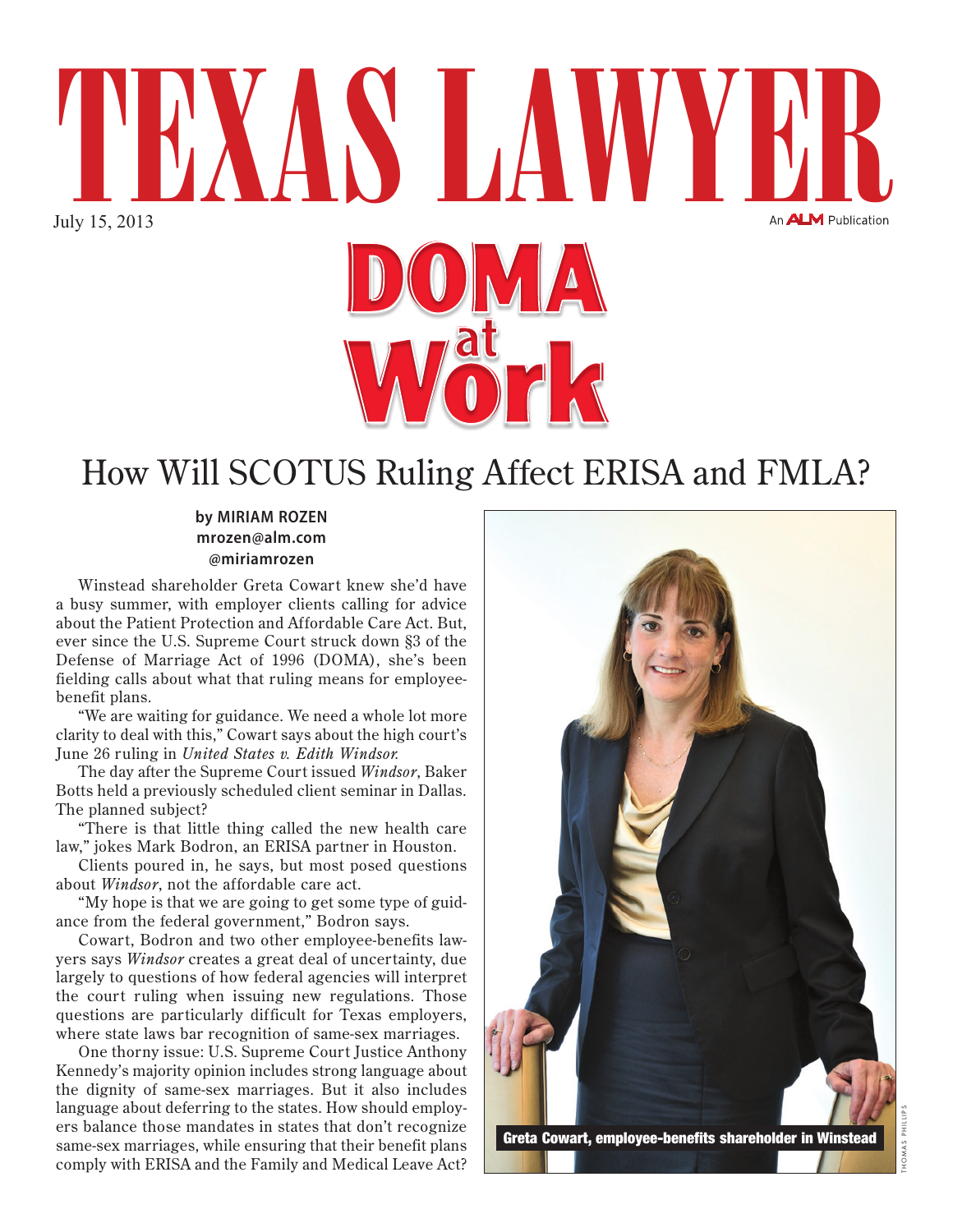# TEXAS LAWYER

July 15, 2013

An ALM Publication

# DOMA at Work

## How Will SCOTUS Ruling Affect ERISA and FMLA?

**by MIRIAM ROZEN**
**mrozen@alm.com**
**@miriamrozen**

Winstead shareholder Greta Cowart knew she'd have a busy summer, with employer clients calling for advice about the Patient Protection and Affordable Care Act. But, ever since the U.S. Supreme Court struck down §3 of the Defense of Marriage Act of 1996 (DOMA), she's been fielding calls about what that ruling means for employee-benefit plans.

"We are waiting for guidance. We need a whole lot more clarity to deal with this," Cowart says about the high court's June 26 ruling in *United States v. Edith Windsor.*

The day after the Supreme Court issued *Windsor*, Baker Botts held a previously scheduled client seminar in Dallas. The planned subject?

"There is that little thing called the new health care law," jokes Mark Bodron, an ERISA partner in Houston.

Clients poured in, he says, but most posed questions about *Windsor*, not the affordable care act.

"My hope is that we are going to get some type of guidance from the federal government," Bodron says.

Cowart, Bodron and two other employee-benefits lawyers says *Windsor* creates a great deal of uncertainty, due largely to questions of how federal agencies will interpret the court ruling when issuing new regulations. Those questions are particularly difficult for Texas employers, where state laws bar recognition of same-sex marriages.

One thorny issue: U.S. Supreme Court Justice Anthony Kennedy's majority opinion includes strong language about the dignity of same-sex marriages. But it also includes language about deferring to the states. How should employers balance those mandates in states that don't recognize same-sex marriages, while ensuring that their benefit plans comply with ERISA and the Family and Medical Leave Act?

Greta Cowart, employee-benefits shareholder in Winstead

THOMAS PHILLIPS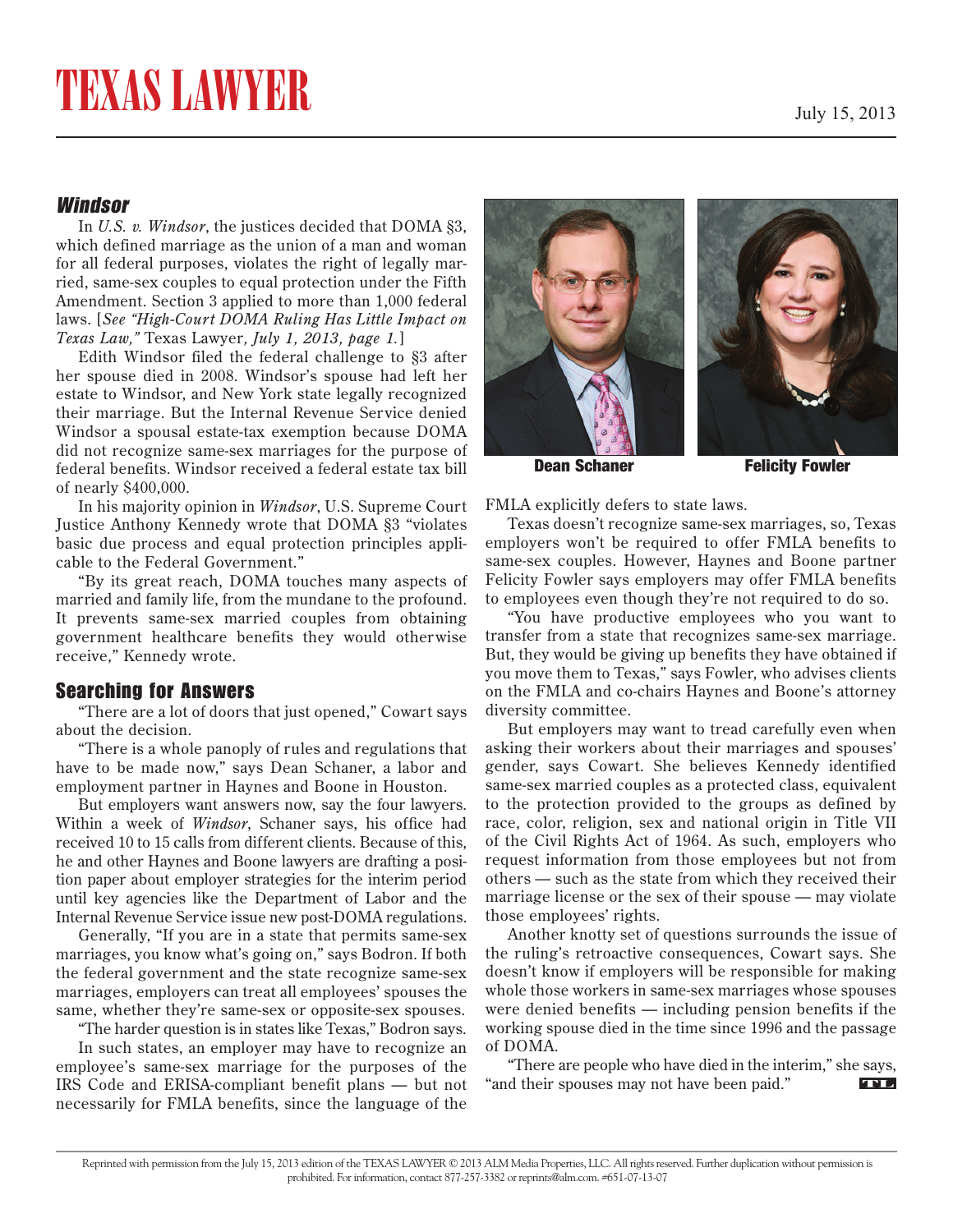## *Windsor*

In *U.S. v. Windsor*, the justices decided that DOMA §3, which defined marriage as the union of a man and woman for all federal purposes, violates the right of legally married, same-sex couples to equal protection under the Fifth Amendment. Section 3 applied to more than 1,000 federal laws. [*See "High-Court DOMA Ruling Has Little Impact on Texas Law,"* Texas Lawyer, *July 1, 2013, page 1.*]

Edith Windsor filed the federal challenge to §3 after her spouse died in 2008. Windsor's spouse had left her estate to Windsor, and New York state legally recognized their marriage. But the Internal Revenue Service denied Windsor a spousal estate-tax exemption because DOMA did not recognize same-sex marriages for the purpose of federal benefits. Windsor received a federal estate tax bill of nearly $400,000.

In his majority opinion in *Windsor*, U.S. Supreme Court Justice Anthony Kennedy wrote that DOMA §3 "violates basic due process and equal protection principles applicable to the Federal Government."

"By its great reach, DOMA touches many aspects of married and family life, from the mundane to the profound. It prevents same-sex married couples from obtaining government healthcare benefits they would otherwise receive," Kennedy wrote.

## Searching for Answers

"There are a lot of doors that just opened," Cowart says about the decision.

"There is a whole panoply of rules and regulations that have to be made now," says Dean Schaner, a labor and employment partner in Haynes and Boone in Houston.

But employers want answers now, say the four lawyers. Within a week of *Windsor*, Schaner says, his office had received 10 to 15 calls from different clients. Because of this, he and other Haynes and Boone lawyers are drafting a position paper about employer strategies for the interim period until key agencies like the Department of Labor and the Internal Revenue Service issue new post-DOMA regulations.

Generally, "If you are in a state that permits same-sex marriages, you know what's going on," says Bodron. If both the federal government and the state recognize same-sex marriages, employers can treat all employees' spouses the same, whether they're same-sex or opposite-sex spouses.

"The harder question is in states like Texas," Bodron says.

In such states, an employer may have to recognize an employee's same-sex marriage for the purposes of the IRS Code and ERISA-compliant benefit plans — but not necessarily for FMLA benefits, since the language of the FMLA explicitly defers to state laws.

**Dean Schaner** **Felicity Fowler**

Texas doesn't recognize same-sex marriages, so, Texas employers won't be required to offer FMLA benefits to same-sex couples. However, Haynes and Boone partner Felicity Fowler says employers may offer FMLA benefits to employees even though they're not required to do so.

"You have productive employees who you want to transfer from a state that recognizes same-sex marriage. But, they would be giving up benefits they have obtained if you move them to Texas," says Fowler, who advises clients on the FMLA and co-chairs Haynes and Boone's attorney diversity committee.

But employers may want to tread carefully even when asking their workers about their marriages and spouses' gender, says Cowart. She believes Kennedy identified same-sex married couples as a protected class, equivalent to the protection provided to the groups as defined by race, color, religion, sex and national origin in Title VII of the Civil Rights Act of 1964. As such, employers who request information from those employees but not from others — such as the state from which they received their marriage license or the sex of their spouse — may violate those employees' rights.

Another knotty set of questions surrounds the issue of the ruling's retroactive consequences, Cowart says. She doesn't know if employers will be responsible for making whole those workers in same-sex marriages whose spouses were denied benefits — including pension benefits if the working spouse died in the time since 1996 and the passage of DOMA.

"There are people who have died in the interim," she says, "and their spouses may not have been paid."

Reprinted with permission from the July 15, 2013 edition of the TEXAS LAWYER © 2013 ALM Media Properties, LLC. All rights reserved. Further duplication without permission is prohibited. For information, contact 877-257-3382 or reprints@alm.com. #651-07-13-07